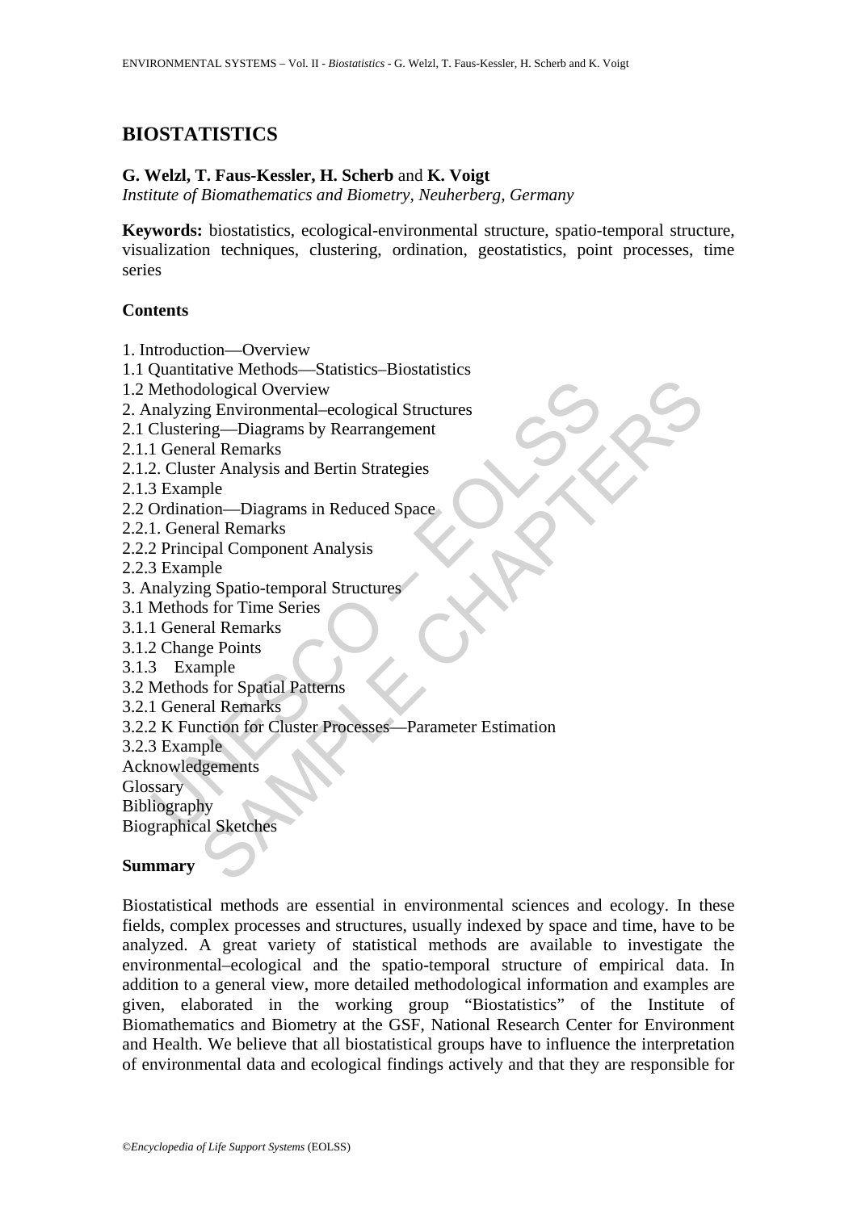# BIOSTATISTICS

**G. Welzl, T. Faus-Kessler, H. Scherb** and **K. Voigt**

*Institute of Biomathematics and Biometry, Neuherberg, Germany*

**Keywords:** biostatistics, ecological-environmental structure, spatio-temporal structure, visualization techniques, clustering, ordination, geostatistics, point processes, time series

## Contents

1. Introduction—Overview
1.1 Quantitative Methods—Statistics–Biostatistics
1.2 Methodological Overview
2. Analyzing Environmental–ecological Structures
2.1 Clustering—Diagrams by Rearrangement
2.1.1 General Remarks
2.1.2. Cluster Analysis and Bertin Strategies
2.1.3 Example
2.2 Ordination—Diagrams in Reduced Space
2.2.1. General Remarks
2.2.2 Principal Component Analysis
2.2.3 Example
3. Analyzing Spatio-temporal Structures
3.1 Methods for Time Series
3.1.1 General Remarks
3.1.2 Change Points
3.1.3 Example
3.2 Methods for Spatial Patterns
3.2.1 General Remarks
3.2.2 K Function for Cluster Processes—Parameter Estimation
3.2.3 Example
Acknowledgements
Glossary
Bibliography
Biographical Sketches

## Summary

Biostatistical methods are essential in environmental sciences and ecology. In these fields, complex processes and structures, usually indexed by space and time, have to be analyzed. A great variety of statistical methods are available to investigate the environmental–ecological and the spatio-temporal structure of empirical data. In addition to a general view, more detailed methodological information and examples are given, elaborated in the working group "Biostatistics" of the Institute of Biomathematics and Biometry at the GSF, National Research Center for Environment and Health. We believe that all biostatistical groups have to influence the interpretation of environmental data and ecological findings actively and that they are responsible for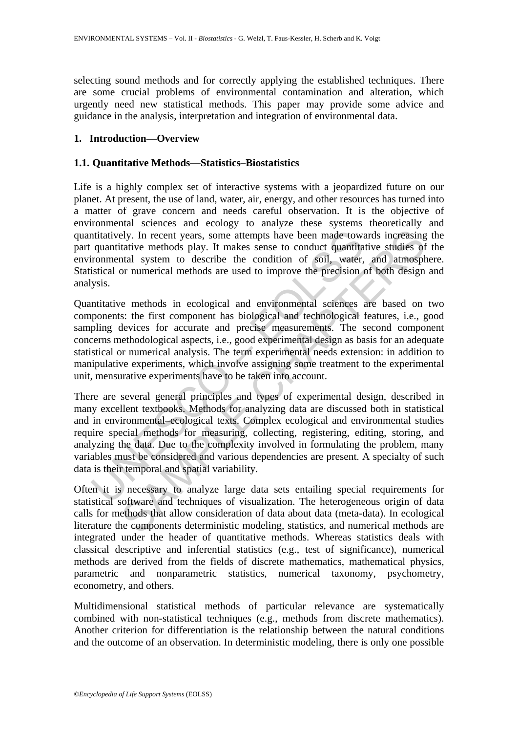selecting sound methods and for correctly applying the established techniques. There are some crucial problems of environmental contamination and alteration, which urgently need new statistical methods. This paper may provide some advice and guidance in the analysis, interpretation and integration of environmental data.

## 1. Introduction—Overview

### 1.1. Quantitative Methods—Statistics–Biostatistics

Life is a highly complex set of interactive systems with a jeopardized future on our planet. At present, the use of land, water, air, energy, and other resources has turned into a matter of grave concern and needs careful observation. It is the objective of environmental sciences and ecology to analyze these systems theoretically and quantitatively. In recent years, some attempts have been made towards increasing the part quantitative methods play. It makes sense to conduct quantitative studies of the environmental system to describe the condition of soil, water, and atmosphere. Statistical or numerical methods are used to improve the precision of both design and analysis.

Quantitative methods in ecological and environmental sciences are based on two components: the first component has biological and technological features, i.e., good sampling devices for accurate and precise measurements. The second component concerns methodological aspects, i.e., good experimental design as basis for an adequate statistical or numerical analysis. The term experimental needs extension: in addition to manipulative experiments, which involve assigning some treatment to the experimental unit, mensurative experiments have to be taken into account.

There are several general principles and types of experimental design, described in many excellent textbooks. Methods for analyzing data are discussed both in statistical and in environmental–ecological texts. Complex ecological and environmental studies require special methods for measuring, collecting, registering, editing, storing, and analyzing the data. Due to the complexity involved in formulating the problem, many variables must be considered and various dependencies are present. A specialty of such data is their temporal and spatial variability.

Often it is necessary to analyze large data sets entailing special requirements for statistical software and techniques of visualization. The heterogeneous origin of data calls for methods that allow consideration of data about data (meta-data). In ecological literature the components deterministic modeling, statistics, and numerical methods are integrated under the header of quantitative methods. Whereas statistics deals with classical descriptive and inferential statistics (e.g., test of significance), numerical methods are derived from the fields of discrete mathematics, mathematical physics, parametric and nonparametric statistics, numerical taxonomy, psychometry, econometry, and others.

Multidimensional statistical methods of particular relevance are systematically combined with non-statistical techniques (e.g., methods from discrete mathematics). Another criterion for differentiation is the relationship between the natural conditions and the outcome of an observation. In deterministic modeling, there is only one possible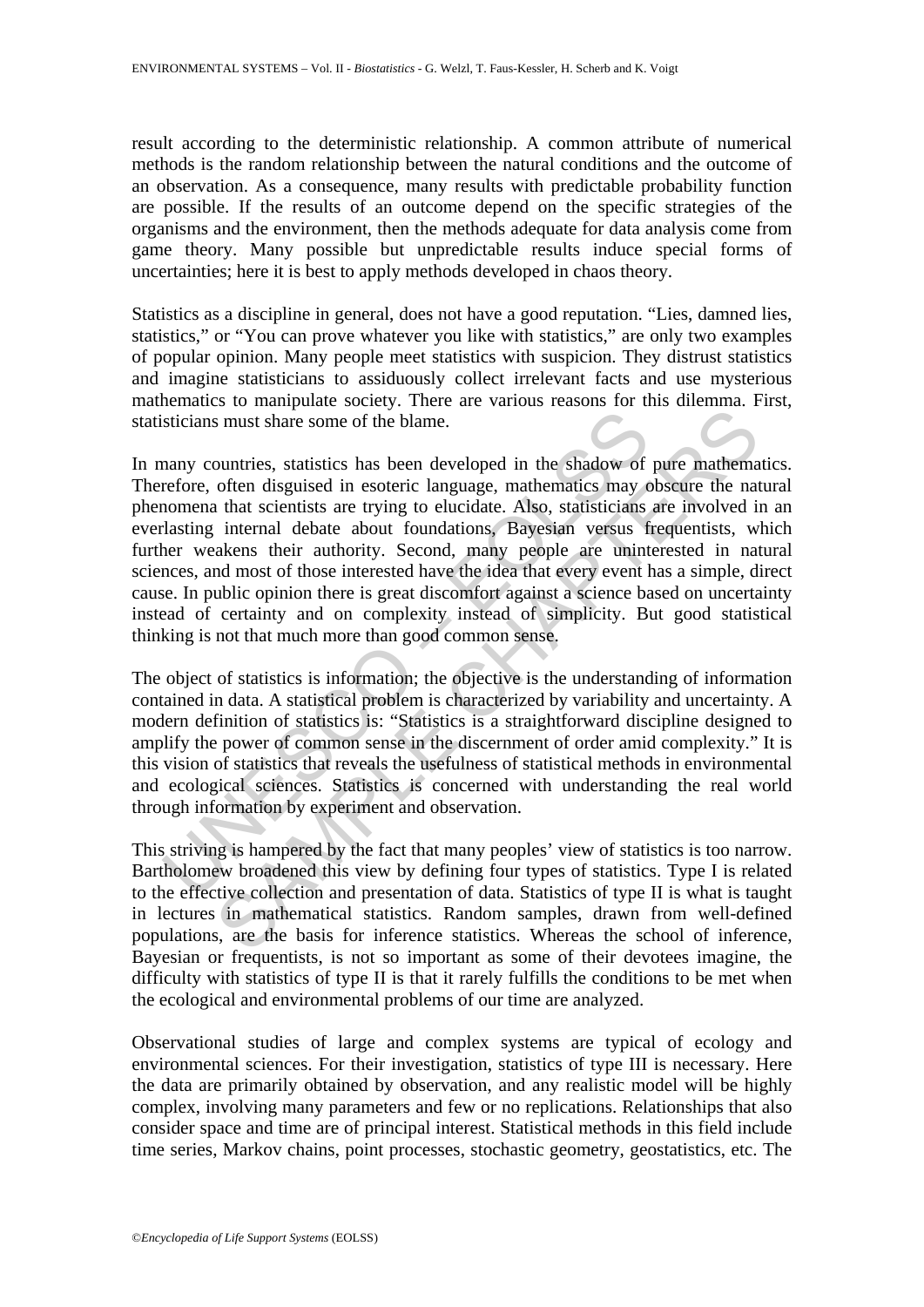result according to the deterministic relationship. A common attribute of numerical methods is the random relationship between the natural conditions and the outcome of an observation. As a consequence, many results with predictable probability function are possible. If the results of an outcome depend on the specific strategies of the organisms and the environment, then the methods adequate for data analysis come from game theory. Many possible but unpredictable results induce special forms of uncertainties; here it is best to apply methods developed in chaos theory.

Statistics as a discipline in general, does not have a good reputation. "Lies, damned lies, statistics," or "You can prove whatever you like with statistics," are only two examples of popular opinion. Many people meet statistics with suspicion. They distrust statistics and imagine statisticians to assiduously collect irrelevant facts and use mysterious mathematics to manipulate society. There are various reasons for this dilemma. First, statisticians must share some of the blame.

In many countries, statistics has been developed in the shadow of pure mathematics. Therefore, often disguised in esoteric language, mathematics may obscure the natural phenomena that scientists are trying to elucidate. Also, statisticians are involved in an everlasting internal debate about foundations, Bayesian versus frequentists, which further weakens their authority. Second, many people are uninterested in natural sciences, and most of those interested have the idea that every event has a simple, direct cause. In public opinion there is great discomfort against a science based on uncertainty instead of certainty and on complexity instead of simplicity. But good statistical thinking is not that much more than good common sense.

The object of statistics is information; the objective is the understanding of information contained in data. A statistical problem is characterized by variability and uncertainty. A modern definition of statistics is: "Statistics is a straightforward discipline designed to amplify the power of common sense in the discernment of order amid complexity." It is this vision of statistics that reveals the usefulness of statistical methods in environmental and ecological sciences. Statistics is concerned with understanding the real world through information by experiment and observation.

This striving is hampered by the fact that many peoples' view of statistics is too narrow. Bartholomew broadened this view by defining four types of statistics. Type I is related to the effective collection and presentation of data. Statistics of type II is what is taught in lectures in mathematical statistics. Random samples, drawn from well-defined populations, are the basis for inference statistics. Whereas the school of inference, Bayesian or frequentists, is not so important as some of their devotees imagine, the difficulty with statistics of type II is that it rarely fulfills the conditions to be met when the ecological and environmental problems of our time are analyzed.

Observational studies of large and complex systems are typical of ecology and environmental sciences. For their investigation, statistics of type III is necessary. Here the data are primarily obtained by observation, and any realistic model will be highly complex, involving many parameters and few or no replications. Relationships that also consider space and time are of principal interest. Statistical methods in this field include time series, Markov chains, point processes, stochastic geometry, geostatistics, etc. The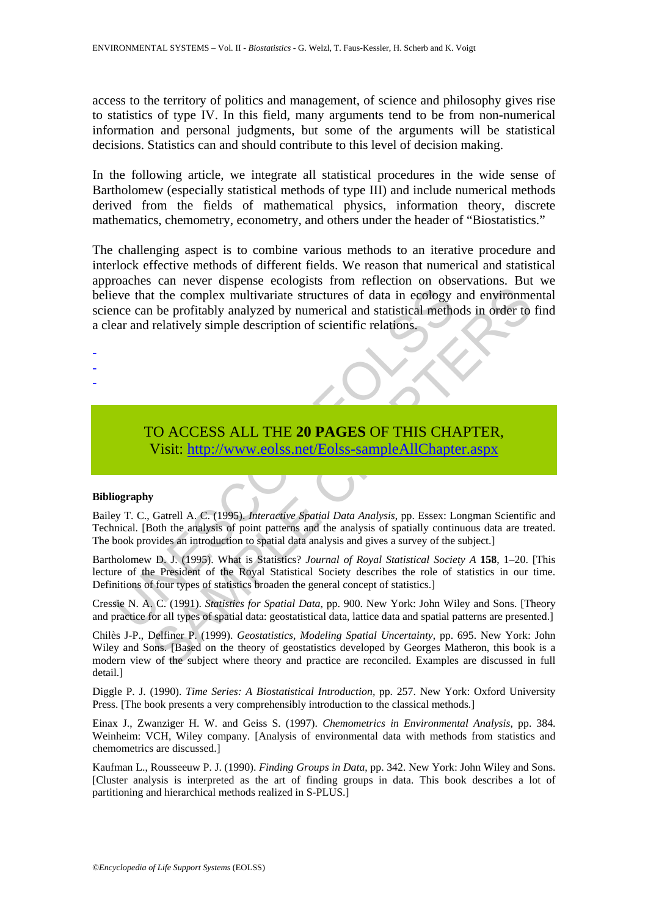access to the territory of politics and management, of science and philosophy gives rise to statistics of type IV. In this field, many arguments tend to be from non-numerical information and personal judgments, but some of the arguments will be statistical decisions. Statistics can and should contribute to this level of decision making.

In the following article, we integrate all statistical procedures in the wide sense of Bartholomew (especially statistical methods of type III) and include numerical methods derived from the fields of mathematical physics, information theory, discrete mathematics, chemometry, econometry, and others under the header of "Biostatistics."

The challenging aspect is to combine various methods to an iterative procedure and interlock effective methods of different fields. We reason that numerical and statistical approaches can never dispense ecologists from reflection on observations. But we believe that the complex multivariate structures of data in ecology and environmental science can be profitably analyzed by numerical and statistical methods in order to find a clear and relatively simple description of scientific relations.

-
-
-

TO ACCESS ALL THE **20 PAGES** OF THIS CHAPTER,
Visit: http://www.eolss.net/Eolss-sampleAllChapter.aspx

**Bibliography**

Bailey T. C., Gatrell A. C. (1995). *Interactive Spatial Data Analysis*, pp. Essex: Longman Scientific and Technical. [Both the analysis of point patterns and the analysis of spatially continuous data are treated. The book provides an introduction to spatial data analysis and gives a survey of the subject.]

Bartholomew D. J. (1995). What is Statistics? *Journal of Royal Statistical Society A* **158**, 1–20. [This lecture of the President of the Royal Statistical Society describes the role of statistics in our time. Definitions of four types of statistics broaden the general concept of statistics.]

Cressie N. A. C. (1991). *Statistics for Spatial Data*, pp. 900. New York: John Wiley and Sons. [Theory and practice for all types of spatial data: geostatistical data, lattice data and spatial patterns are presented.]

Chilès J-P., Delfiner P. (1999). *Geostatistics, Modeling Spatial Uncertainty*, pp. 695. New York: John Wiley and Sons. [Based on the theory of geostatistics developed by Georges Matheron, this book is a modern view of the subject where theory and practice are reconciled. Examples are discussed in full detail.]

Diggle P. J. (1990). *Time Series: A Biostatistical Introduction*, pp. 257. New York: Oxford University Press. [The book presents a very comprehensibly introduction to the classical methods.]

Einax J., Zwanziger H. W. and Geiss S. (1997). *Chemometrics in Environmental Analysis*, pp. 384. Weinheim: VCH, Wiley company. [Analysis of environmental data with methods from statistics and chemometrics are discussed.]

Kaufman L., Rousseeuw P. J. (1990). *Finding Groups in Data*, pp. 342. New York: John Wiley and Sons. [Cluster analysis is interpreted as the art of finding groups in data. This book describes a lot of partitioning and hierarchical methods realized in S-PLUS.]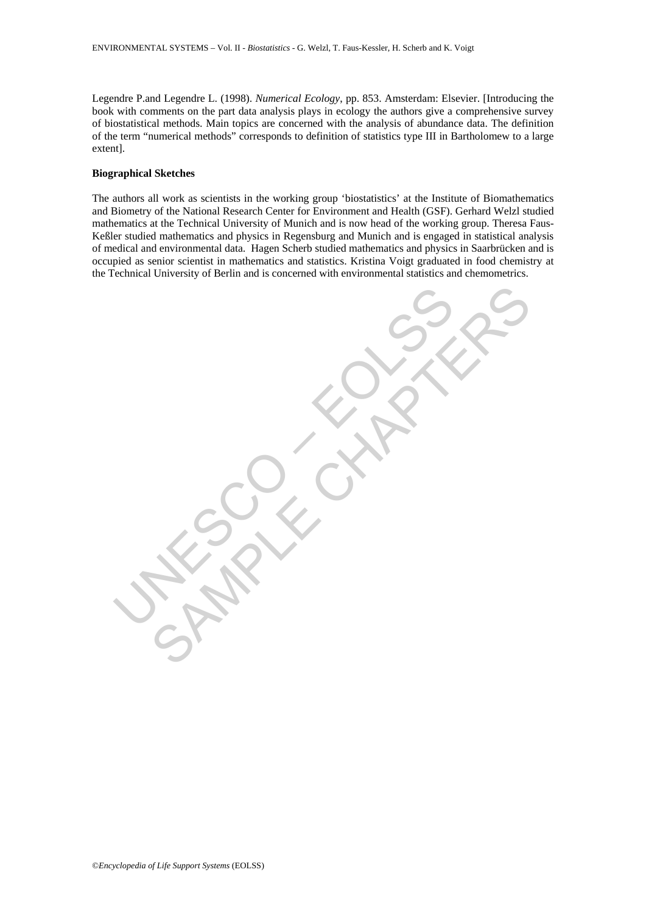Legendre P.and Legendre L. (1998). *Numerical Ecology*, pp. 853. Amsterdam: Elsevier. [Introducing the book with comments on the part data analysis plays in ecology the authors give a comprehensive survey of biostatistical methods. Main topics are concerned with the analysis of abundance data. The definition of the term "numerical methods" corresponds to definition of statistics type III in Bartholomew to a large extent].

**Biographical Sketches**

The authors all work as scientists in the working group 'biostatistics' at the Institute of Biomathematics and Biometry of the National Research Center for Environment and Health (GSF). Gerhard Welzl studied mathematics at the Technical University of Munich and is now head of the working group. Theresa Faus-Keßler studied mathematics and physics in Regensburg and Munich and is engaged in statistical analysis of medical and environmental data. Hagen Scherb studied mathematics and physics in Saarbrücken and is occupied as senior scientist in mathematics and statistics. Kristina Voigt graduated in food chemistry at the Technical University of Berlin and is concerned with environmental statistics and chemometrics.